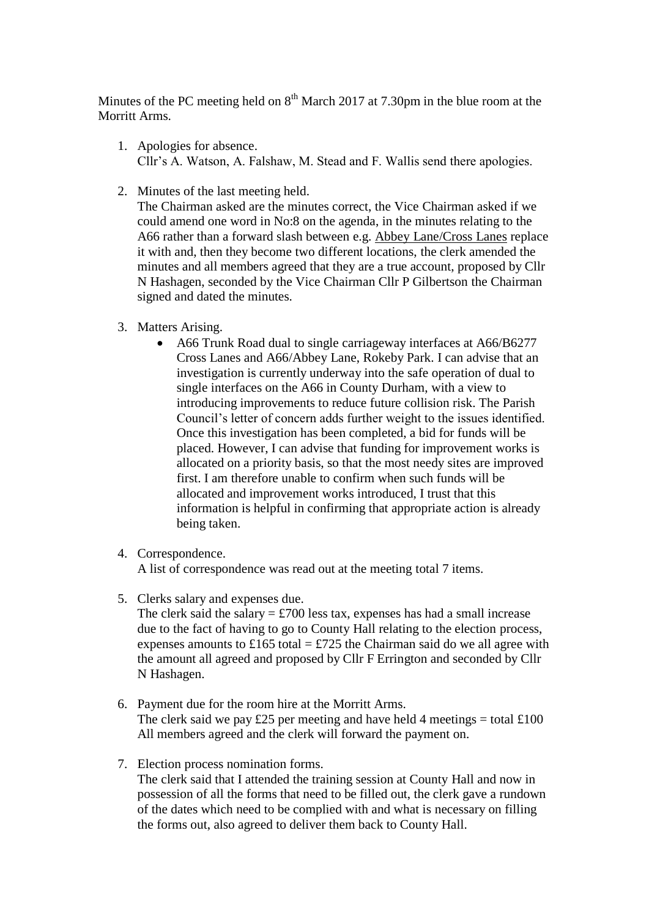Minutes of the PC meeting held on 8th March 2017 at 7.30pm in the blue room at the Morritt Arms.

1. Apologies for absence.
   Cllr's A. Watson, A. Falshaw, M. Stead and F. Wallis send there apologies.

2. Minutes of the last meeting held.
   The Chairman asked are the minutes correct, the Vice Chairman asked if we could amend one word in No:8 on the agenda, in the minutes relating to the A66 rather than a forward slash between e.g. Abbey Lane/Cross Lanes replace it with and, then they become two different locations, the clerk amended the minutes and all members agreed that they are a true account, proposed by Cllr N Hashagen, seconded by the Vice Chairman Cllr P Gilbertson the Chairman signed and dated the minutes.

3. Matters Arising.
   - A66 Trunk Road dual to single carriageway interfaces at A66/B6277 Cross Lanes and A66/Abbey Lane, Rokeby Park. I can advise that an investigation is currently underway into the safe operation of dual to single interfaces on the A66 in County Durham, with a view to introducing improvements to reduce future collision risk. The Parish Council's letter of concern adds further weight to the issues identified. Once this investigation has been completed, a bid for funds will be placed. However, I can advise that funding for improvement works is allocated on a priority basis, so that the most needy sites are improved first. I am therefore unable to confirm when such funds will be allocated and improvement works introduced, I trust that this information is helpful in confirming that appropriate action is already being taken.

4. Correspondence.
   A list of correspondence was read out at the meeting total 7 items.

5. Clerks salary and expenses due.
   The clerk said the salary = £700 less tax, expenses has had a small increase due to the fact of having to go to County Hall relating to the election process, expenses amounts to £165 total = £725 the Chairman said do we all agree with the amount all agreed and proposed by Cllr F Errington and seconded by Cllr N Hashagen.

6. Payment due for the room hire at the Morritt Arms.
   The clerk said we pay £25 per meeting and have held 4 meetings = total £100 All members agreed and the clerk will forward the payment on.

7. Election process nomination forms.
   The clerk said that I attended the training session at County Hall and now in possession of all the forms that need to be filled out, the clerk gave a rundown of the dates which need to be complied with and what is necessary on filling the forms out, also agreed to deliver them back to County Hall.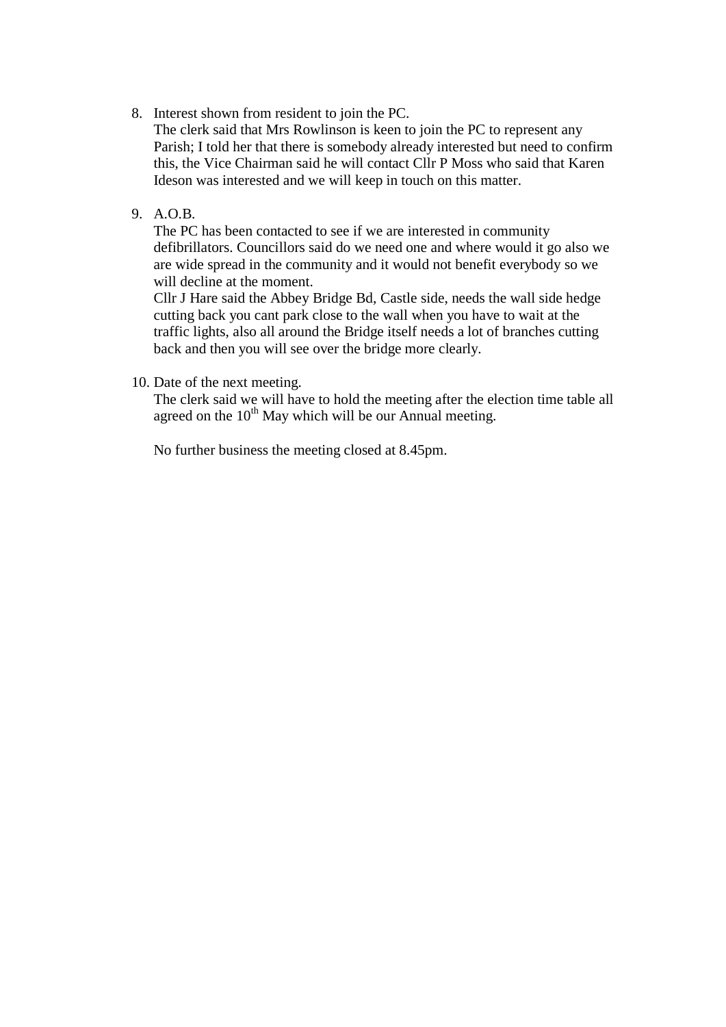8. Interest shown from resident to join the PC.
   The clerk said that Mrs Rowlinson is keen to join the PC to represent any Parish; I told her that there is somebody already interested but need to confirm this, the Vice Chairman said he will contact Cllr P Moss who said that Karen Ideson was interested and we will keep in touch on this matter.

9. A.O.B.
   The PC has been contacted to see if we are interested in community defibrillators. Councillors said do we need one and where would it go also we are wide spread in the community and it would not benefit everybody so we will decline at the moment.
   Cllr J Hare said the Abbey Bridge Bd, Castle side, needs the wall side hedge cutting back you cant park close to the wall when you have to wait at the traffic lights, also all around the Bridge itself needs a lot of branches cutting back and then you will see over the bridge more clearly.

10. Date of the next meeting.
    The clerk said we will have to hold the meeting after the election time table all agreed on the 10th May which will be our Annual meeting.

    No further business the meeting closed at 8.45pm.